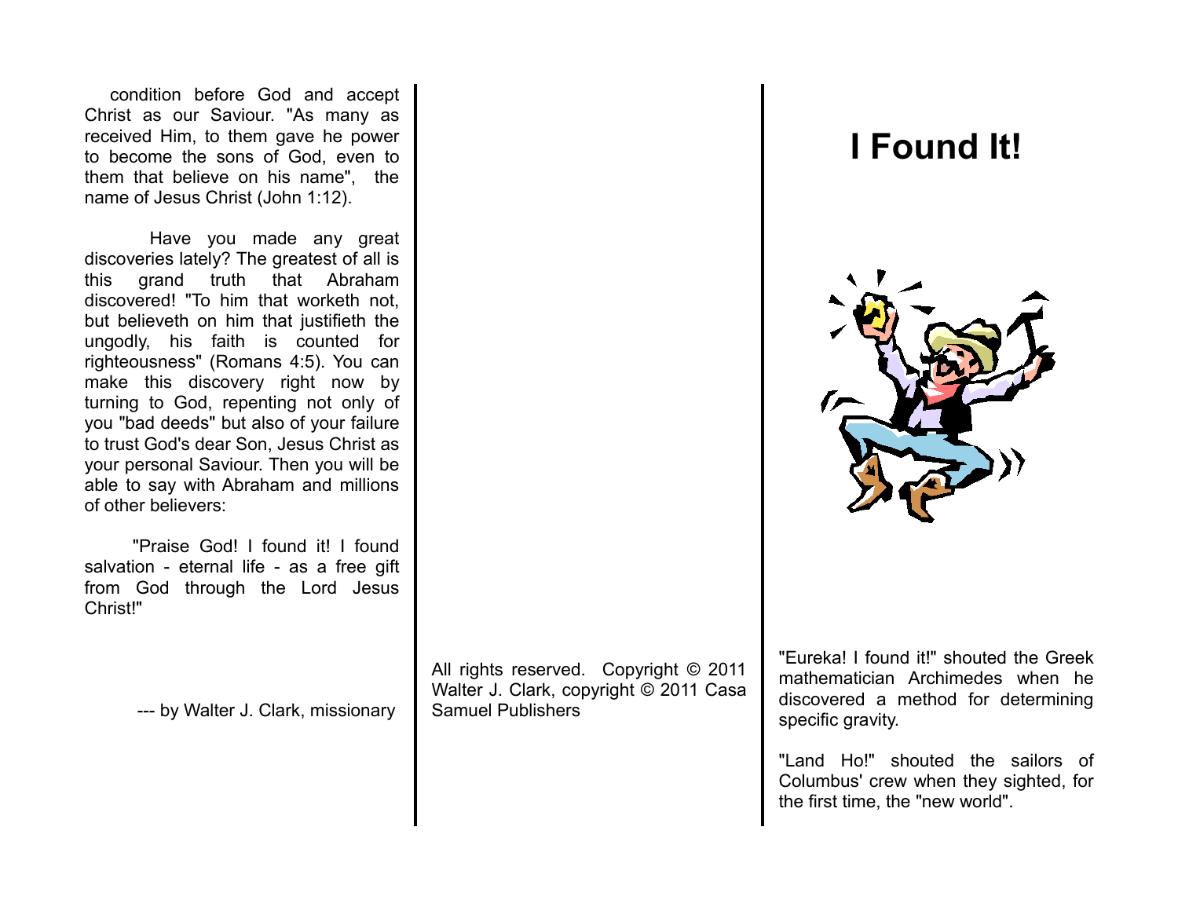condition before God and accept Christ as our Saviour. "As many as received Him, to them gave he power to become the sons of God, even to them that believe on his name", the name of Jesus Christ (John 1:12).

Have you made any great discoveries lately? The greatest of all is this grand truth that Abraham discovered! "To him that worketh not, but believeth on him that justifieth the ungodly, his faith is counted for righteousness" (Romans 4:5). You can make this discovery right now by turning to God, repenting not only of you "bad deeds" but also of your failure to trust God's dear Son, Jesus Christ as your personal Saviour. Then you will be able to say with Abraham and millions of other believers:

"Praise God! I found it! I found salvation - eternal life - as a free gift from God through the Lord Jesus Christ!"

--- by Walter J. Clark, missionary

All rights reserved. Copyright © 2011 Walter J. Clark, copyright © 2011 Casa Samuel Publishers

# I Found It!

"Eureka! I found it!" shouted the Greek mathematician Archimedes when he discovered a method for determining specific gravity.

"Land Ho!" shouted the sailors of Columbus' crew when they sighted, for the first time, the "new world".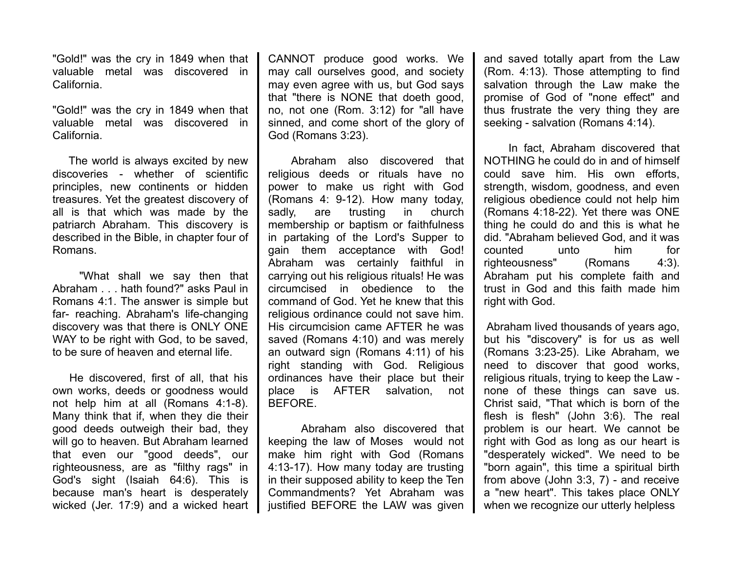"Gold!" was the cry in 1849 when that valuable metal was discovered in California.

"Gold!" was the cry in 1849 when that valuable metal was discovered in California.

The world is always excited by new discoveries - whether of scientific principles, new continents or hidden treasures. Yet the greatest discovery of all is that which was made by the patriarch Abraham. This discovery is described in the Bible, in chapter four of Romans.

"What shall we say then that Abraham . . . hath found?" asks Paul in Romans 4:1. The answer is simple but far- reaching. Abraham's life-changing discovery was that there is ONLY ONE WAY to be right with God, to be saved, to be sure of heaven and eternal life.

He discovered, first of all, that his own works, deeds or goodness would not help him at all (Romans 4:1-8). Many think that if, when they die their good deeds outweigh their bad, they will go to heaven. But Abraham learned that even our "good deeds", our righteousness, are as "filthy rags" in God's sight (Isaiah 64:6). This is because man's heart is desperately wicked (Jer. 17:9) and a wicked heart CANNOT produce good works. We may call ourselves good, and society may even agree with us, but God says that "there is NONE that doeth good, no, not one (Rom. 3:12) for "all have sinned, and come short of the glory of God (Romans 3:23).

Abraham also discovered that religious deeds or rituals have no power to make us right with God (Romans 4: 9-12). How many today, sadly, are trusting in church membership or baptism or faithfulness in partaking of the Lord's Supper to gain them acceptance with God! Abraham was certainly faithful in carrying out his religious rituals! He was circumcised in obedience to the command of God. Yet he knew that this religious ordinance could not save him. His circumcision came AFTER he was saved (Romans 4:10) and was merely an outward sign (Romans 4:11) of his right standing with God. Religious ordinances have their place but their place is AFTER salvation, not BEFORE.

Abraham also discovered that keeping the law of Moses would not make him right with God (Romans 4:13-17). How many today are trusting in their supposed ability to keep the Ten Commandments? Yet Abraham was justified BEFORE the LAW was given and saved totally apart from the Law (Rom. 4:13). Those attempting to find salvation through the Law make the promise of God of "none effect" and thus frustrate the very thing they are seeking - salvation (Romans 4:14).

In fact, Abraham discovered that NOTHING he could do in and of himself could save him. His own efforts, strength, wisdom, goodness, and even religious obedience could not help him (Romans 4:18-22). Yet there was ONE thing he could do and this is what he did. "Abraham believed God, and it was counted unto him for righteousness" (Romans 4:3). Abraham put his complete faith and trust in God and this faith made him right with God.

Abraham lived thousands of years ago, but his "discovery" is for us as well (Romans 3:23-25). Like Abraham, we need to discover that good works, religious rituals, trying to keep the Law - none of these things can save us. Christ said, "That which is born of the flesh is flesh" (John 3:6). The real problem is our heart. We cannot be right with God as long as our heart is "desperately wicked". We need to be "born again", this time a spiritual birth from above (John 3:3, 7) - and receive a "new heart". This takes place ONLY when we recognize our utterly helpless